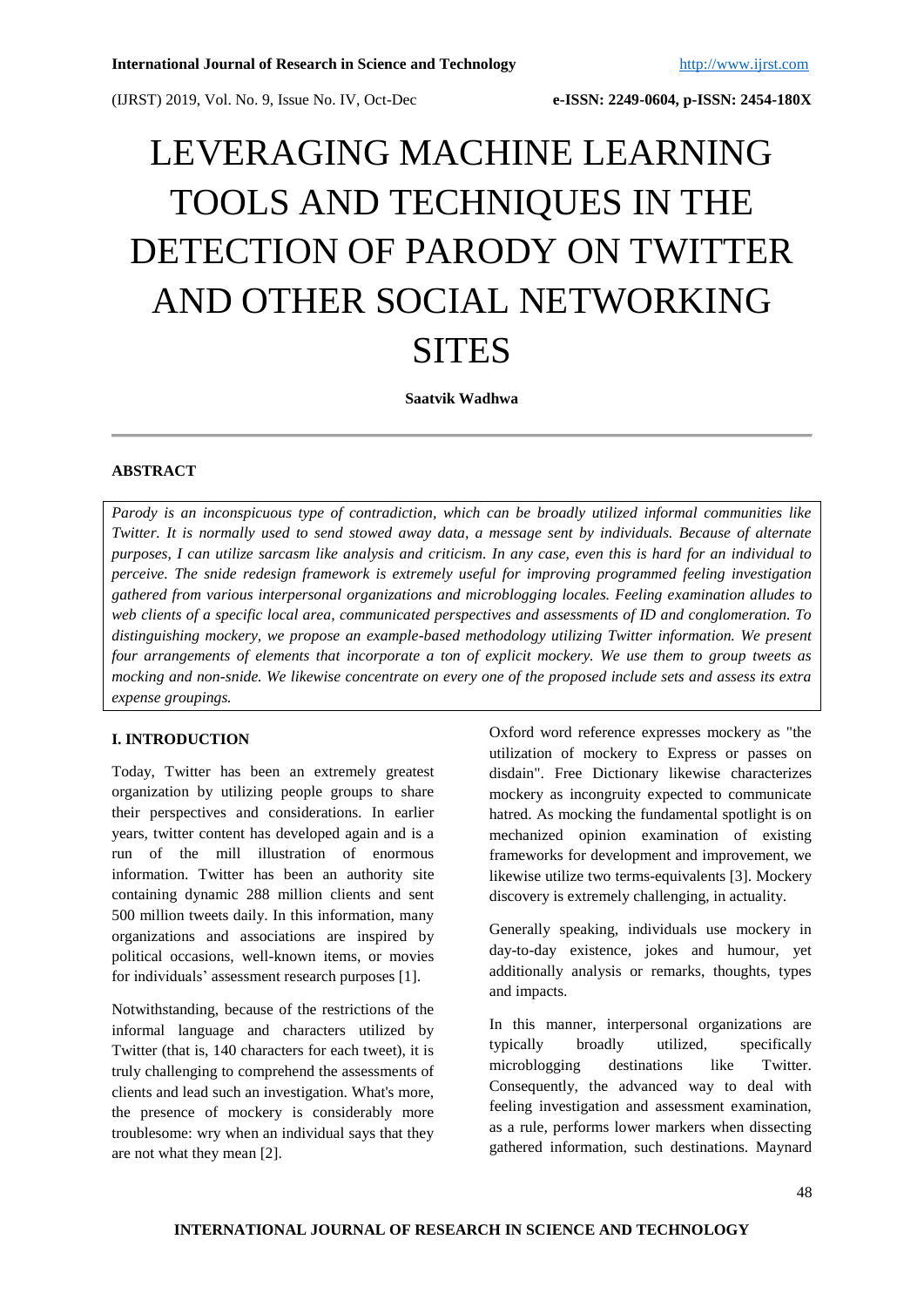# LEVERAGING MACHINE LEARNING TOOLS AND TECHNIQUES IN THE DETECTION OF PARODY ON TWITTER AND OTHER SOCIAL NETWORKING SITES

**Saatvik Wadhwa**

## ABSTRACT

*Parody is an inconspicuous type of contradiction, which can be broadly utilized informal communities like Twitter. It is normally used to send stowed away data, a message sent by individuals. Because of alternate purposes, I can utilize sarcasm like analysis and criticism. In any case, even this is hard for an individual to perceive. The snide redesign framework is extremely useful for improving programmed feeling investigation gathered from various interpersonal organizations and microblogging locales. Feeling examination alludes to web clients of a specific local area, communicated perspectives and assessments of ID and conglomeration. To distinguishing mockery, we propose an example-based methodology utilizing Twitter information. We present four arrangements of elements that incorporate a ton of explicit mockery. We use them to group tweets as mocking and non-snide. We likewise concentrate on every one of the proposed include sets and assess its extra expense groupings.*

## I. INTRODUCTION

Today, Twitter has been an extremely greatest organization by utilizing people groups to share their perspectives and considerations. In earlier years, twitter content has developed again and is a run of the mill illustration of enormous information. Twitter has been an authority site containing dynamic 288 million clients and sent 500 million tweets daily. In this information, many organizations and associations are inspired by political occasions, well-known items, or movies for individuals' assessment research purposes [1].

Notwithstanding, because of the restrictions of the informal language and characters utilized by Twitter (that is, 140 characters for each tweet), it is truly challenging to comprehend the assessments of clients and lead such an investigation. What's more, the presence of mockery is considerably more troublesome: wry when an individual says that they are not what they mean [2].

Oxford word reference expresses mockery as "the utilization of mockery to Express or passes on disdain". Free Dictionary likewise characterizes mockery as incongruity expected to communicate hatred. As mocking the fundamental spotlight is on mechanized opinion examination of existing frameworks for development and improvement, we likewise utilize two terms-equivalents [3]. Mockery discovery is extremely challenging, in actuality.

Generally speaking, individuals use mockery in day-to-day existence, jokes and humour, yet additionally analysis or remarks, thoughts, types and impacts.

In this manner, interpersonal organizations are typically broadly utilized, specifically microblogging destinations like Twitter. Consequently, the advanced way to deal with feeling investigation and assessment examination, as a rule, performs lower markers when dissecting gathered information, such destinations. Maynard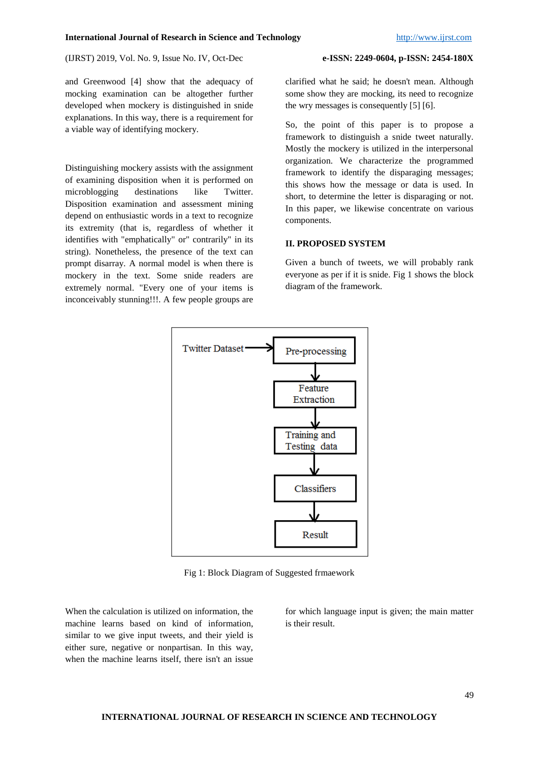and Greenwood [4] show that the adequacy of mocking examination can be altogether further developed when mockery is distinguished in snide explanations. In this way, there is a requirement for a viable way of identifying mockery.

Distinguishing mockery assists with the assignment of examining disposition when it is performed on microblogging destinations like Twitter. Disposition examination and assessment mining depend on enthusiastic words in a text to recognize its extremity (that is, regardless of whether it identifies with "emphatically" or" contrarily" in its string). Nonetheless, the presence of the text can prompt disarray. A normal model is when there is mockery in the text. Some snide readers are extremely normal. "Every one of your items is inconceivably stunning!!!. A few people groups are clarified what he said; he doesn't mean. Although some show they are mocking, its need to recognize the wry messages is consequently [5] [6].

So, the point of this paper is to propose a framework to distinguish a snide tweet naturally. Mostly the mockery is utilized in the interpersonal organization. We characterize the programmed framework to identify the disparaging messages; this shows how the message or data is used. In short, to determine the letter is disparaging or not. In this paper, we likewise concentrate on various components.

## II. PROPOSED SYSTEM

Given a bunch of tweets, we will probably rank everyone as per if it is snide. Fig 1 shows the block diagram of the framework.

Twitter Dataset → Pre-processing → Feature Extraction → Training and Testing data → Classifiers → Result

Fig 1: Block Diagram of Suggested frmaework

When the calculation is utilized on information, the machine learns based on kind of information, similar to we give input tweets, and their yield is either sure, negative or nonpartisan. In this way, when the machine learns itself, there isn't an issue for which language input is given; the main matter is their result.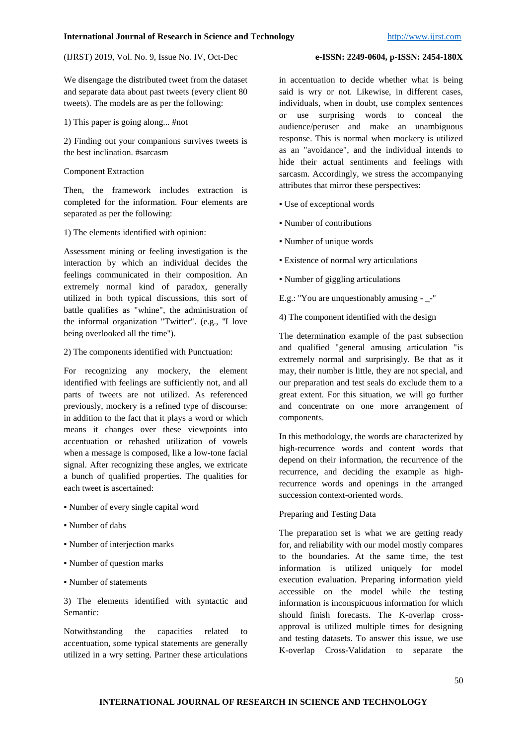We disengage the distributed tweet from the dataset and separate data about past tweets (every client 80 tweets). The models are as per the following:

1) This paper is going along... #not

2) Finding out your companions survives tweets is the best inclination. #sarcasm

Component Extraction

Then, the framework includes extraction is completed for the information. Four elements are separated as per the following:

1) The elements identified with opinion:

Assessment mining or feeling investigation is the interaction by which an individual decides the feelings communicated in their composition. An extremely normal kind of paradox, generally utilized in both typical discussions, this sort of battle qualifies as "whine", the administration of the informal organization "Twitter". (e.g., "I love being overlooked all the time").

2) The components identified with Punctuation:

For recognizing any mockery, the element identified with feelings are sufficiently not, and all parts of tweets are not utilized. As referenced previously, mockery is a refined type of discourse: in addition to the fact that it plays a word or which means it changes over these viewpoints into accentuation or rehashed utilization of vowels when a message is composed, like a low-tone facial signal. After recognizing these angles, we extricate a bunch of qualified properties. The qualities for each tweet is ascertained:

- Number of every single capital word
- Number of dabs
- Number of interjection marks
- Number of question marks
- Number of statements

3) The elements identified with syntactic and Semantic:

Notwithstanding the capacities related to accentuation, some typical statements are generally utilized in a wry setting. Partner these articulations in accentuation to decide whether what is being said is wry or not. Likewise, in different cases, individuals, when in doubt, use complex sentences or use surprising words to conceal the audience/peruser and make an unambiguous response. This is normal when mockery is utilized as an "avoidance", and the individual intends to hide their actual sentiments and feelings with sarcasm. Accordingly, we stress the accompanying attributes that mirror these perspectives:

- Use of exceptional words
- Number of contributions
- Number of unique words
- Existence of normal wry articulations
- Number of giggling articulations

E.g.: "You are unquestionably amusing - _-"

4) The component identified with the design

The determination example of the past subsection and qualified "general amusing articulation "is extremely normal and surprisingly. Be that as it may, their number is little, they are not special, and our preparation and test seals do exclude them to a great extent. For this situation, we will go further and concentrate on one more arrangement of components.

In this methodology, the words are characterized by high-recurrence words and content words that depend on their information, the recurrence of the recurrence, and deciding the example as high-recurrence words and openings in the arranged succession context-oriented words.

Preparing and Testing Data

The preparation set is what we are getting ready for, and reliability with our model mostly compares to the boundaries. At the same time, the test information is utilized uniquely for model execution evaluation. Preparing information yield accessible on the model while the testing information is inconspicuous information for which should finish forecasts. The K-overlap cross-approval is utilized multiple times for designing and testing datasets. To answer this issue, we use K-overlap Cross-Validation to separate the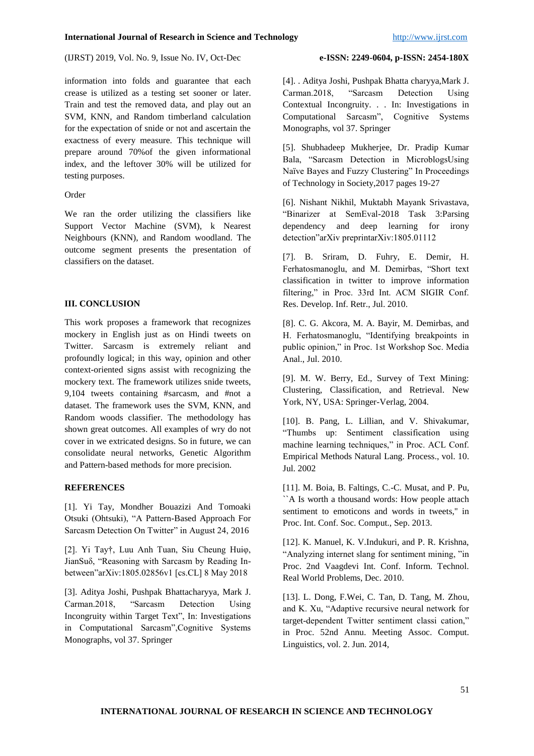information into folds and guarantee that each crease is utilized as a testing set sooner or later. Train and test the removed data, and play out an SVM, KNN, and Random timberland calculation for the expectation of snide or not and ascertain the exactness of every measure. This technique will prepare around 70%of the given informational index, and the leftover 30% will be utilized for testing purposes.

Order

We ran the order utilizing the classifiers like Support Vector Machine (SVM), k Nearest Neighbours (KNN), and Random woodland. The outcome segment presents the presentation of classifiers on the dataset.

## III. CONCLUSION

This work proposes a framework that recognizes mockery in English just as on Hindi tweets on Twitter. Sarcasm is extremely reliant and profoundly logical; in this way, opinion and other context-oriented signs assist with recognizing the mockery text. The framework utilizes snide tweets, 9,104 tweets containing #sarcasm, and #not a dataset. The framework uses the SVM, KNN, and Random woods classifier. The methodology has shown great outcomes. All examples of wry do not cover in we extricated designs. So in future, we can consolidate neural networks, Genetic Algorithm and Pattern-based methods for more precision.

## REFERENCES

[1]. Yi Tay, Mondher Bouazizi And Tomoaki Otsuki (Ohtsuki), "A Pattern-Based Approach For Sarcasm Detection On Twitter" in August 24, 2016

[2]. Yi Tay†, Luu Anh Tuan, Siu Cheung Huiφ, JianSuδ, "Reasoning with Sarcasm by Reading In-between"arXiv:1805.02856v1 [cs.CL] 8 May 2018

[3]. Aditya Joshi, Pushpak Bhattacharyya, Mark J. Carman.2018, "Sarcasm Detection Using Incongruity within Target Text", In: Investigations in Computational Sarcasm",Cognitive Systems Monographs, vol 37. Springer

[4]. . Aditya Joshi, Pushpak Bhatta charyya,Mark J. Carman.2018, "Sarcasm Detection Using Contextual Incongruity. . . In: Investigations in Computational Sarcasm", Cognitive Systems Monographs, vol 37. Springer

[5]. Shubhadeep Mukherjee, Dr. Pradip Kumar Bala, "Sarcasm Detection in MicroblogsUsing Naïve Bayes and Fuzzy Clustering" In Proceedings of Technology in Society,2017 pages 19-27

[6]. Nishant Nikhil, Muktabh Mayank Srivastava, "Binarizer at SemEval-2018 Task 3:Parsing dependency and deep learning for irony detection"arXiv preprintarXiv:1805.01112

[7]. B. Sriram, D. Fuhry, E. Demir, H. Ferhatosmanoglu, and M. Demirbas, "Short text classification in twitter to improve information filtering," in Proc. 33rd Int. ACM SIGIR Conf. Res. Develop. Inf. Retr., Jul. 2010.

[8]. C. G. Akcora, M. A. Bayir, M. Demirbas, and H. Ferhatosmanoglu, "Identifying breakpoints in public opinion," in Proc. 1st Workshop Soc. Media Anal., Jul. 2010.

[9]. M. W. Berry, Ed., Survey of Text Mining: Clustering, Classification, and Retrieval. New York, NY, USA: Springer-Verlag, 2004.

[10]. B. Pang, L. Lillian, and V. Shivakumar, "Thumbs up: Sentiment classification using machine learning techniques," in Proc. ACL Conf. Empirical Methods Natural Lang. Process., vol. 10. Jul. 2002

[11]. M. Boia, B. Faltings, C.-C. Musat, and P. Pu, ``A Is worth a thousand words: How people attach sentiment to emoticons and words in tweets,'' in Proc. Int. Conf. Soc. Comput., Sep. 2013.

[12]. K. Manuel, K. V.Indukuri, and P. R. Krishna, "Analyzing internet slang for sentiment mining, "in Proc. 2nd Vaagdevi Int. Conf. Inform. Technol. Real World Problems, Dec. 2010.

[13]. L. Dong, F.Wei, C. Tan, D. Tang, M. Zhou, and K. Xu, "Adaptive recursive neural network for target-dependent Twitter sentiment classi cation," in Proc. 52nd Annu. Meeting Assoc. Comput. Linguistics, vol. 2. Jun. 2014,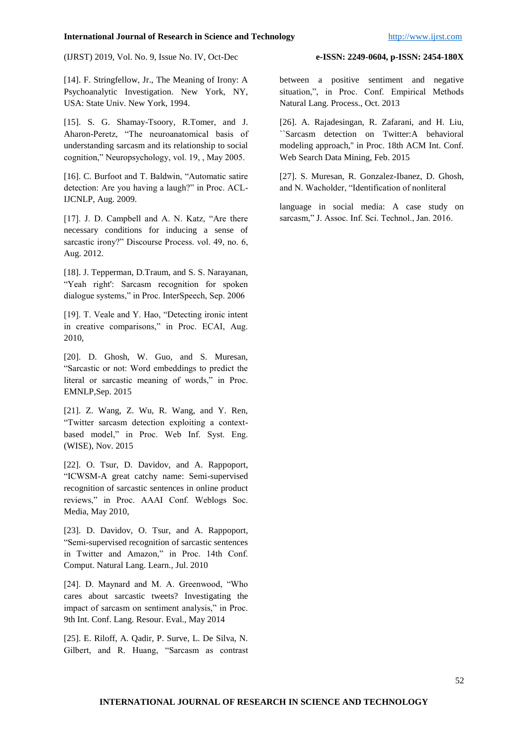[14]. F. Stringfellow, Jr., The Meaning of Irony: A Psychoanalytic Investigation. New York, NY, USA: State Univ. New York, 1994.

[15]. S. G. Shamay-Tsoory, R.Tomer, and J. Aharon-Peretz, "The neuroanatomical basis of understanding sarcasm and its relationship to social cognition," Neuropsychology, vol. 19, , May 2005.

[16]. C. Burfoot and T. Baldwin, "Automatic satire detection: Are you having a laugh?" in Proc. ACL-IJCNLP, Aug. 2009.

[17]. J. D. Campbell and A. N. Katz, "Are there necessary conditions for inducing a sense of sarcastic irony?" Discourse Process. vol. 49, no. 6, Aug. 2012.

[18]. J. Tepperman, D.Traum, and S. S. Narayanan, "Yeah right': Sarcasm recognition for spoken dialogue systems," in Proc. InterSpeech, Sep. 2006

[19]. T. Veale and Y. Hao, "Detecting ironic intent in creative comparisons," in Proc. ECAI, Aug. 2010,

[20]. D. Ghosh, W. Guo, and S. Muresan, "Sarcastic or not: Word embeddings to predict the literal or sarcastic meaning of words," in Proc. EMNLP,Sep. 2015

[21]. Z. Wang, Z. Wu, R. Wang, and Y. Ren, "Twitter sarcasm detection exploiting a context-based model," in Proc. Web Inf. Syst. Eng. (WISE), Nov. 2015

[22]. O. Tsur, D. Davidov, and A. Rappoport, "ICWSM-A great catchy name: Semi-supervised recognition of sarcastic sentences in online product reviews," in Proc. AAAI Conf. Weblogs Soc. Media, May 2010,

[23]. D. Davidov, O. Tsur, and A. Rappoport, "Semi-supervised recognition of sarcastic sentences in Twitter and Amazon," in Proc. 14th Conf. Comput. Natural Lang. Learn., Jul. 2010

[24]. D. Maynard and M. A. Greenwood, "Who cares about sarcastic tweets? Investigating the impact of sarcasm on sentiment analysis," in Proc. 9th Int. Conf. Lang. Resour. Eval., May 2014

[25]. E. Riloff, A. Qadir, P. Surve, L. De Silva, N. Gilbert, and R. Huang, "Sarcasm as contrast between a positive sentiment and negative situation,", in Proc. Conf. Empirical Methods Natural Lang. Process., Oct. 2013

[26]. A. Rajadesingan, R. Zafarani, and H. Liu, ``Sarcasm detection on Twitter:A behavioral modeling approach,'' in Proc. 18th ACM Int. Conf. Web Search Data Mining, Feb. 2015

[27]. S. Muresan, R. Gonzalez-Ibanez, D. Ghosh, and N. Wacholder, "Identification of nonliteral language in social media: A case study on sarcasm," J. Assoc. Inf. Sci. Technol., Jan. 2016.